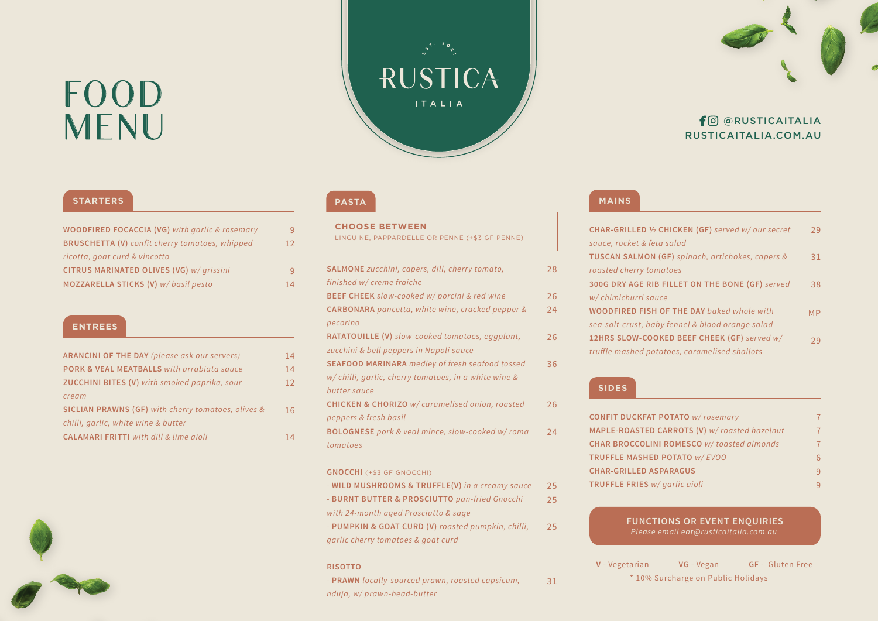# FOOD MENU

EST. 2021

# RUSTICA

ITALIA

@RUSTICAITALIA
RUSTICAITALIA.COM.AU

## STARTERS

| Item | Price |
|---|---|
| **WOODFIRED FOCACCIA (VG)** *with garlic & rosemary* | 9 |
| **BRUSCHETTA (V)** *confit cherry tomatoes, whipped ricotta, goat curd & vincotto* | 12 |
| **CITRUS MARINATED OLIVES (VG)** *w/ grissini* | 9 |
| **MOZZARELLA STICKS (V)** *w/ basil pesto* | 14 |

## ENTREES

| Item | Price |
|---|---|
| **ARANCINI OF THE DAY** *(please ask our servers)* | 14 |
| **PORK & VEAL MEATBALLS** *with arrabiata sauce* | 14 |
| **ZUCCHINI BITES (V)** *with smoked paprika, sour cream* | 12 |
| **SICLIAN PRAWNS (GF)** *with cherry tomatoes, olives & chilli, garlic, white wine & butter* | 16 |
| **CALAMARI FRITTI** *with dill & lime aioli* | 14 |

## PASTA

**CHOOSE BETWEEN**
LINGUINE, PAPPARDELLE OR PENNE (+$3 GF PENNE)

| Item | Price |
|---|---|
| **SALMONE** *zucchini, capers, dill, cherry tomato, finished w/ creme fraiche* | 28 |
| **BEEF CHEEK** *slow-cooked w/ porcini & red wine* | 26 |
| **CARBONARA** *pancetta, white wine, cracked pepper & pecorino* | 24 |
| **RATATOUILLE (V)** *slow-cooked tomatoes, eggplant, zucchini & bell peppers in Napoli sauce* | 26 |
| **SEAFOOD MARINARA** *medley of fresh seafood tossed w/ chilli, garlic, cherry tomatoes, in a white wine & butter sauce* | 36 |
| **CHICKEN & CHORIZO** *w/ caramelised onion, roasted peppers & fresh basil* | 26 |
| **BOLOGNESE** *pork & veal mince, slow-cooked w/ roma tomatoes* | 24 |

**GNOCCHI** (+$3 GF GNOCCHI)

| Item | Price |
|---|---|
| - **WILD MUSHROOMS & TRUFFLE(V)** *in a creamy sauce* | 25 |
| - **BURNT BUTTER & PROSCIUTTO** *pan-fried Gnocchi with 24-month aged Prosciutto & sage* | 25 |
| - **PUMPKIN & GOAT CURD (V)** *roasted pumpkin, chilli, garlic cherry tomatoes & goat curd* | 25 |

**RISOTTO**

| Item | Price |
|---|---|
| - **PRAWN** *locally-sourced prawn, roasted capsicum, nduja, w/ prawn-head-butter* | 31 |

## MAINS

| Item | Price |
|---|---|
| **CHAR-GRILLED ½ CHICKEN (GF)** *served w/ our secret sauce, rocket & feta salad* | 29 |
| **TUSCAN SALMON (GF)** *spinach, artichokes, capers & roasted cherry tomatoes* | 31 |
| **300G DRY AGE RIB FILLET ON THE BONE (GF)** *served w/ chimichurri sauce* | 38 |
| **WOODFIRED FISH OF THE DAY** *baked whole with sea-salt-crust, baby fennel & blood orange salad* | MP |
| **12HRS SLOW-COOKED BEEF CHEEK (GF)** *served w/ truffle mashed potatoes, caramelised shallots* | 29 |

## SIDES

| Item | Price |
|---|---|
| **CONFIT DUCKFAT POTATO** *w/ rosemary* | 7 |
| **MAPLE-ROASTED CARROTS (V)** *w/ roasted hazelnut* | 7 |
| **CHAR BROCCOLINI ROMESCO** *w/ toasted almonds* | 7 |
| **TRUFFLE MASHED POTATO** *w/ EVOO* | 6 |
| **CHAR-GRILLED ASPARAGUS** | 9 |
| **TRUFFLE FRIES** *w/ garlic aioli* | 9 |

**FUNCTIONS OR EVENT ENQUIRIES**
*Please email eat@rusticaitalia.com.au*

**V** - Vegetarian **VG** - Vegan **GF** - Gluten Free

* 10% Surcharge on Public Holidays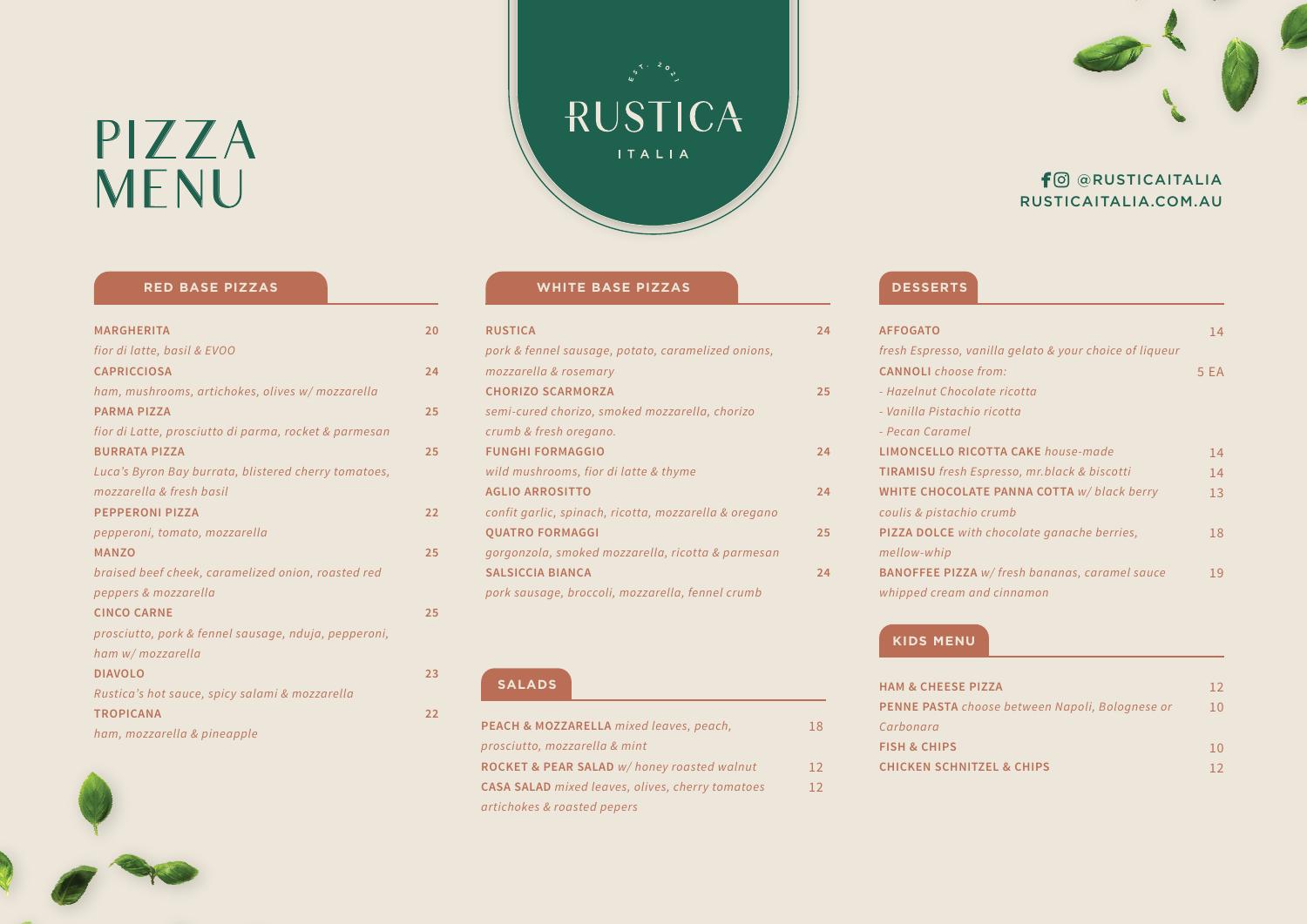# PIZZA MENU

RUSTICA

EST. 2021

ITALIA

@RUSTICAITALIA
RUSTICAITALIA.COM.AU

## RED BASE PIZZAS

**MARGHERITA** — 20
*fior di latte, basil & EVOO*

**CAPRICCIOSA** — 24
*ham, mushrooms, artichokes, olives w/ mozzarella*

**PARMA PIZZA** — 25
*fior di Latte, prosciutto di parma, rocket & parmesan*

**BURRATA PIZZA** — 25
*Luca's Byron Bay burrata, blistered cherry tomatoes, mozzarella & fresh basil*

**PEPPERONI PIZZA** — 22
*pepperoni, tomato, mozzarella*

**MANZO** — 25
*braised beef cheek, caramelized onion, roasted red peppers & mozzarella*

**CINCO CARNE** — 25
*prosciutto, pork & fennel sausage, nduja, pepperoni, ham w/ mozzarella*

**DIAVOLO** — 23
*Rustica's hot sauce, spicy salami & mozzarella*

**TROPICANA** — 22
*ham, mozzarella & pineapple*

## WHITE BASE PIZZAS

**RUSTICA** — 24
*pork & fennel sausage, potato, caramelized onions, mozzarella & rosemary*

**CHORIZO SCARMORZA** — 25
*semi-cured chorizo, smoked mozzarella, chorizo crumb & fresh oregano.*

**FUNGHI FORMAGGIO** — 24
*wild mushrooms, fior di latte & thyme*

**AGLIO ARROSITTO** — 24
*confit garlic, spinach, ricotta, mozzarella & oregano*

**QUATRO FORMAGGI** — 25
*gorgonzola, smoked mozzarella, ricotta & parmesan*

**SALSICCIA BIANCA** — 24
*pork sausage, broccoli, mozzarella, fennel crumb*

## SALADS

**PEACH & MOZZARELLA** *mixed leaves, peach, prosciutto, mozzarella & mint* — 18

**ROCKET & PEAR SALAD** *w/ honey roasted walnut* — 12

**CASA SALAD** *mixed leaves, olives, cherry tomatoes artichokes & roasted pepers* — 12

## DESSERTS

**AFFOGATO** — 14
*fresh Espresso, vanilla gelato & your choice of liqueur*

**CANNOLI** *choose from:* — 5 EA
- *Hazelnut Chocolate ricotta*
- *Vanilla Pistachio ricotta*
- *Pecan Caramel*

**LIMONCELLO RICOTTA CAKE** *house-made* — 14

**TIRAMISU** *fresh Espresso, mr.black & biscotti* — 14

**WHITE CHOCOLATE PANNA COTTA** *w/ black berry coulis & pistachio crumb* — 13

**PIZZA DOLCE** *with chocolate ganache berries, mellow-whip* — 18

**BANOFFEE PIZZA** *w/ fresh bananas, caramel sauce whipped cream and cinnamon* — 19

## KIDS MENU

**HAM & CHEESE PIZZA** — 12

**PENNE PASTA** *choose between Napoli, Bolognese or Carbonara* — 10

**FISH & CHIPS** — 10

**CHICKEN SCHNITZEL & CHIPS** — 12